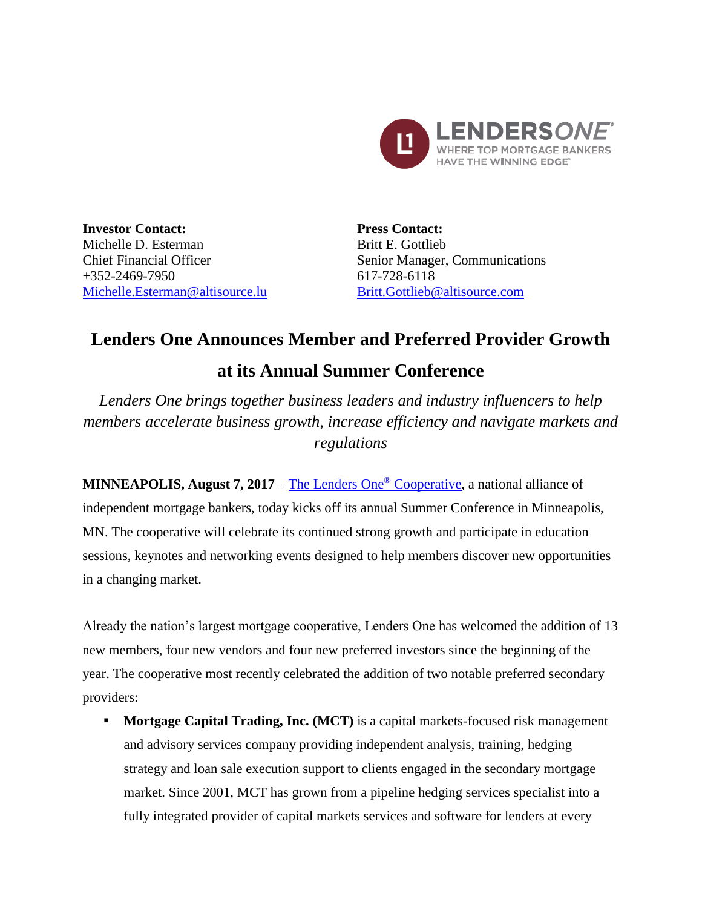**Investor Contact:**
Michelle D. Esterman
Chief Financial Officer
+352-2469-7950
Michelle.Esterman@altisource.lu

**Press Contact:**
Britt E. Gottlieb
Senior Manager, Communications
617-728-6118
Britt.Gottlieb@altisource.com

# Lenders One Announces Member and Preferred Provider Growth at its Annual Summer Conference

*Lenders One brings together business leaders and industry influencers to help members accelerate business growth, increase efficiency and navigate markets and regulations*

**MINNEAPOLIS, August 7, 2017** – The Lenders One® Cooperative, a national alliance of independent mortgage bankers, today kicks off its annual Summer Conference in Minneapolis, MN. The cooperative will celebrate its continued strong growth and participate in education sessions, keynotes and networking events designed to help members discover new opportunities in a changing market.

Already the nation's largest mortgage cooperative, Lenders One has welcomed the addition of 13 new members, four new vendors and four new preferred investors since the beginning of the year. The cooperative most recently celebrated the addition of two notable preferred secondary providers:

- **Mortgage Capital Trading, Inc. (MCT)** is a capital markets-focused risk management and advisory services company providing independent analysis, training, hedging strategy and loan sale execution support to clients engaged in the secondary mortgage market. Since 2001, MCT has grown from a pipeline hedging services specialist into a fully integrated provider of capital markets services and software for lenders at every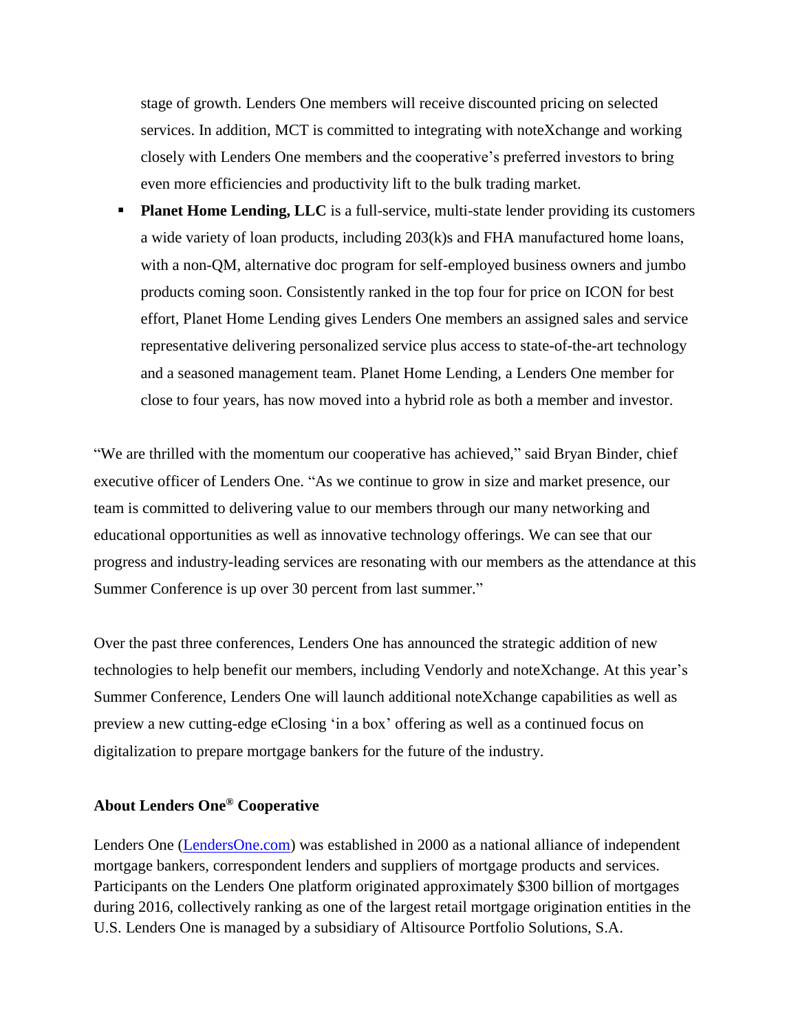stage of growth. Lenders One members will receive discounted pricing on selected services. In addition, MCT is committed to integrating with noteXchange and working closely with Lenders One members and the cooperative's preferred investors to bring even more efficiencies and productivity lift to the bulk trading market.

- **Planet Home Lending, LLC** is a full-service, multi-state lender providing its customers a wide variety of loan products, including 203(k)s and FHA manufactured home loans, with a non-QM, alternative doc program for self-employed business owners and jumbo products coming soon. Consistently ranked in the top four for price on ICON for best effort, Planet Home Lending gives Lenders One members an assigned sales and service representative delivering personalized service plus access to state-of-the-art technology and a seasoned management team. Planet Home Lending, a Lenders One member for close to four years, has now moved into a hybrid role as both a member and investor.

"We are thrilled with the momentum our cooperative has achieved," said Bryan Binder, chief executive officer of Lenders One. "As we continue to grow in size and market presence, our team is committed to delivering value to our members through our many networking and educational opportunities as well as innovative technology offerings. We can see that our progress and industry-leading services are resonating with our members as the attendance at this Summer Conference is up over 30 percent from last summer."

Over the past three conferences, Lenders One has announced the strategic addition of new technologies to help benefit our members, including Vendorly and noteXchange. At this year's Summer Conference, Lenders One will launch additional noteXchange capabilities as well as preview a new cutting-edge eClosing 'in a box' offering as well as a continued focus on digitalization to prepare mortgage bankers for the future of the industry.

### About Lenders One® Cooperative

Lenders One ([LendersOne.com](LendersOne.com)) was established in 2000 as a national alliance of independent mortgage bankers, correspondent lenders and suppliers of mortgage products and services. Participants on the Lenders One platform originated approximately $300 billion of mortgages during 2016, collectively ranking as one of the largest retail mortgage origination entities in the U.S. Lenders One is managed by a subsidiary of Altisource Portfolio Solutions, S.A.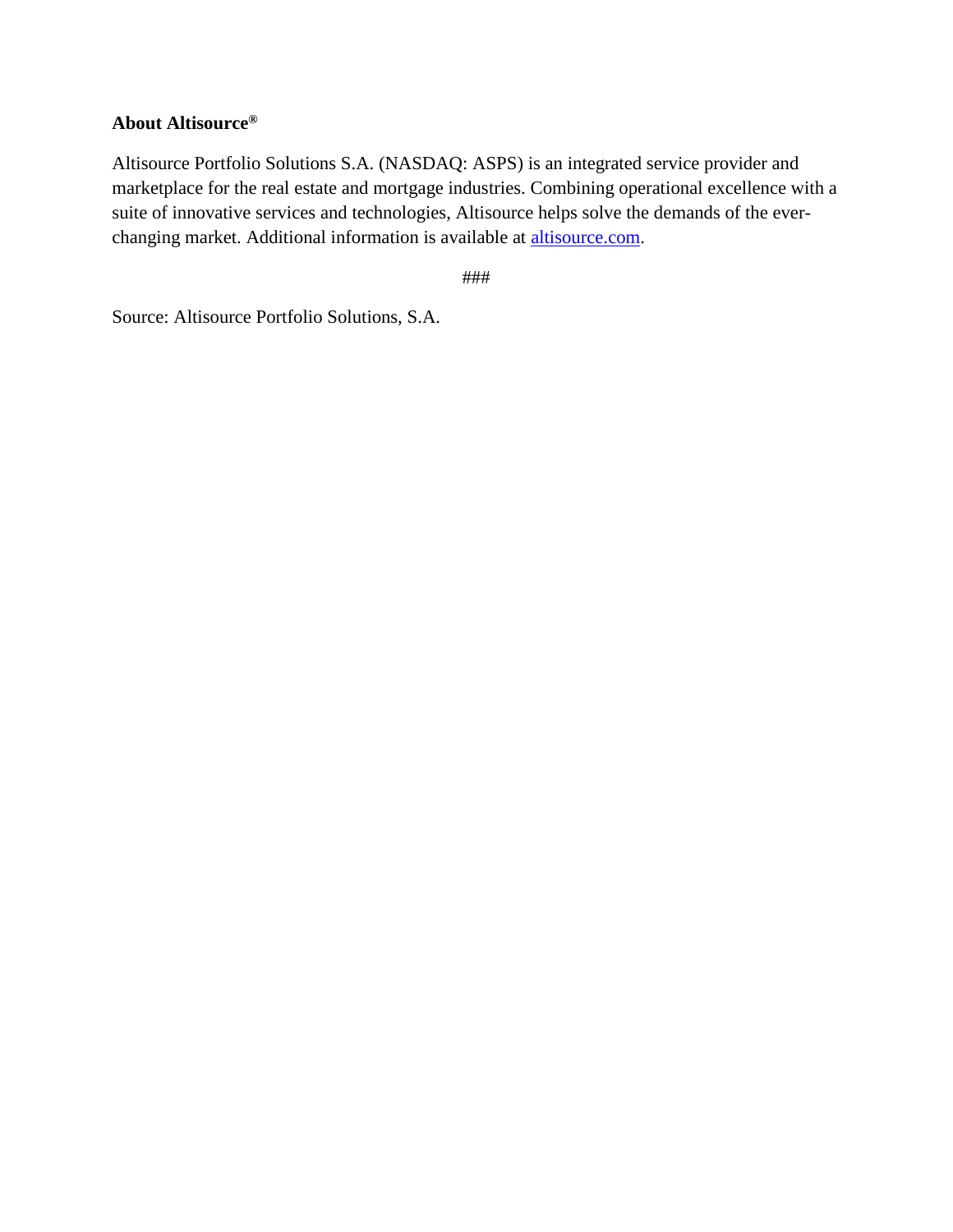**About Altisource®**

Altisource Portfolio Solutions S.A. (NASDAQ: ASPS) is an integrated service provider and marketplace for the real estate and mortgage industries. Combining operational excellence with a suite of innovative services and technologies, Altisource helps solve the demands of the ever-changing market. Additional information is available at altisource.com.

###

Source: Altisource Portfolio Solutions, S.A.